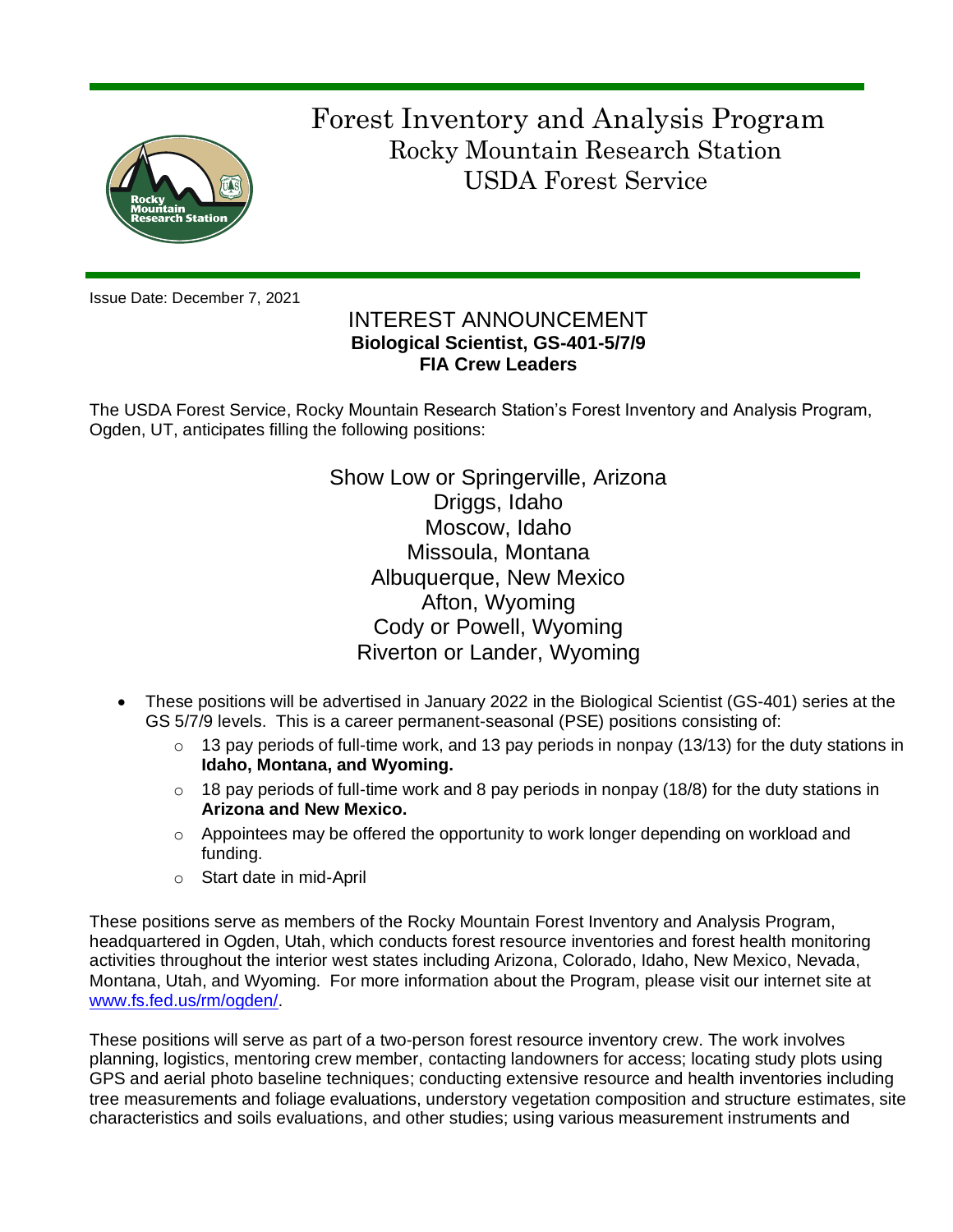# Forest Inventory and Analysis Program

## Rocky Mountain Research Station

## USDA Forest Service

Issue Date: December 7, 2021

## INTEREST ANNOUNCEMENT

**Biological Scientist, GS-401-5/7/9**

**FIA Crew Leaders**

The USDA Forest Service, Rocky Mountain Research Station's Forest Inventory and Analysis Program, Ogden, UT, anticipates filling the following positions:

Show Low or Springerville, Arizona
Driggs, Idaho
Moscow, Idaho
Missoula, Montana
Albuquerque, New Mexico
Afton, Wyoming
Cody or Powell, Wyoming
Riverton or Lander, Wyoming

- These positions will be advertised in January 2022 in the Biological Scientist (GS-401) series at the GS 5/7/9 levels. This is a career permanent-seasonal (PSE) positions consisting of:
  - 13 pay periods of full-time work, and 13 pay periods in nonpay (13/13) for the duty stations in **Idaho, Montana, and Wyoming.**
  - 18 pay periods of full-time work and 8 pay periods in nonpay (18/8) for the duty stations in **Arizona and New Mexico.**
  - Appointees may be offered the opportunity to work longer depending on workload and funding.
  - Start date in mid-April

These positions serve as members of the Rocky Mountain Forest Inventory and Analysis Program, headquartered in Ogden, Utah, which conducts forest resource inventories and forest health monitoring activities throughout the interior west states including Arizona, Colorado, Idaho, New Mexico, Nevada, Montana, Utah, and Wyoming. For more information about the Program, please visit our internet site at [www.fs.fed.us/rm/ogden/](www.fs.fed.us/rm/ogden/).

These positions will serve as part of a two-person forest resource inventory crew. The work involves planning, logistics, mentoring crew member, contacting landowners for access; locating study plots using GPS and aerial photo baseline techniques; conducting extensive resource and health inventories including tree measurements and foliage evaluations, understory vegetation composition and structure estimates, site characteristics and soils evaluations, and other studies; using various measurement instruments and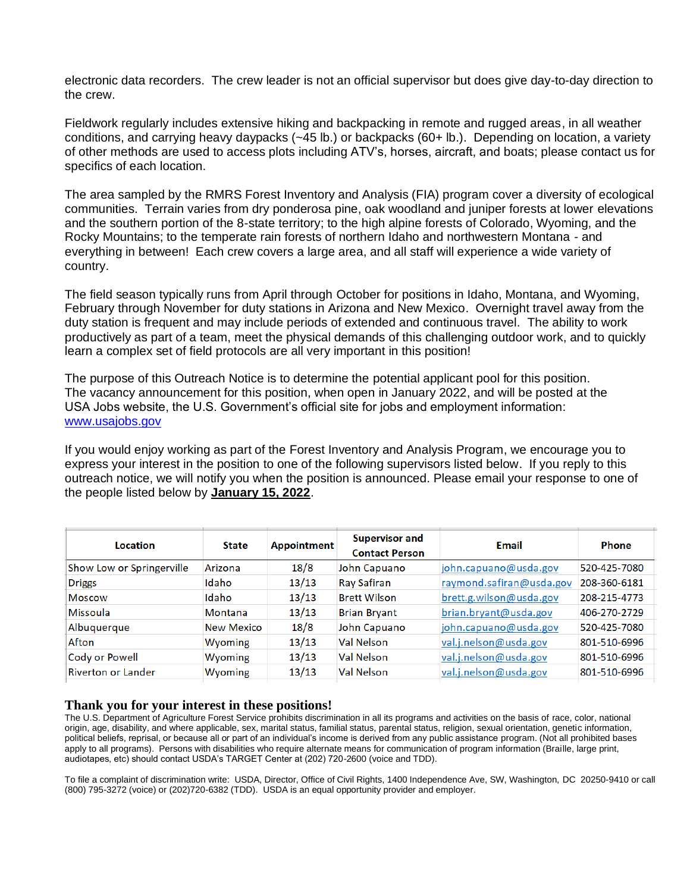electronic data recorders. The crew leader is not an official supervisor but does give day-to-day direction to the crew.

Fieldwork regularly includes extensive hiking and backpacking in remote and rugged areas, in all weather conditions, and carrying heavy daypacks (~45 lb.) or backpacks (60+ lb.). Depending on location, a variety of other methods are used to access plots including ATV's, horses, aircraft, and boats; please contact us for specifics of each location.

The area sampled by the RMRS Forest Inventory and Analysis (FIA) program cover a diversity of ecological communities. Terrain varies from dry ponderosa pine, oak woodland and juniper forests at lower elevations and the southern portion of the 8-state territory; to the high alpine forests of Colorado, Wyoming, and the Rocky Mountains; to the temperate rain forests of northern Idaho and northwestern Montana - and everything in between! Each crew covers a large area, and all staff will experience a wide variety of country.

The field season typically runs from April through October for positions in Idaho, Montana, and Wyoming, February through November for duty stations in Arizona and New Mexico. Overnight travel away from the duty station is frequent and may include periods of extended and continuous travel. The ability to work productively as part of a team, meet the physical demands of this challenging outdoor work, and to quickly learn a complex set of field protocols are all very important in this position!

The purpose of this Outreach Notice is to determine the potential applicant pool for this position. The vacancy announcement for this position, when open in January 2022, and will be posted at the USA Jobs website, the U.S. Government's official site for jobs and employment information: [www.usajobs.gov](http://www.usajobs.gov)

If you would enjoy working as part of the Forest Inventory and Analysis Program, we encourage you to express your interest in the position to one of the following supervisors listed below. If you reply to this outreach notice, we will notify you when the position is announced. Please email your response to one of the people listed below by **January 15, 2022**.

| Location | State | Appointment | Supervisor and Contact Person | Email | Phone |
|---|---|---|---|---|---|
| Show Low or Springerville | Arizona | 18/8 | John Capuano | john.capuano@usda.gov | 520-425-7080 |
| Driggs | Idaho | 13/13 | Ray Safiran | raymond.safiran@usda.gov | 208-360-6181 |
| Moscow | Idaho | 13/13 | Brett Wilson | brett.g.wilson@usda.gov | 208-215-4773 |
| Missoula | Montana | 13/13 | Brian Bryant | brian.bryant@usda.gov | 406-270-2729 |
| Albuquerque | New Mexico | 18/8 | John Capuano | john.capuano@usda.gov | 520-425-7080 |
| Afton | Wyoming | 13/13 | Val Nelson | val.j.nelson@usda.gov | 801-510-6996 |
| Cody or Powell | Wyoming | 13/13 | Val Nelson | val.j.nelson@usda.gov | 801-510-6996 |
| Riverton or Lander | Wyoming | 13/13 | Val Nelson | val.j.nelson@usda.gov | 801-510-6996 |

**Thank you for your interest in these positions!**

The U.S. Department of Agriculture Forest Service prohibits discrimination in all its programs and activities on the basis of race, color, national origin, age, disability, and where applicable, sex, marital status, familial status, parental status, religion, sexual orientation, genetic information, political beliefs, reprisal, or because all or part of an individual's income is derived from any public assistance program. (Not all prohibited bases apply to all programs). Persons with disabilities who require alternate means for communication of program information (Braille, large print, audiotapes, etc) should contact USDA's TARGET Center at (202) 720-2600 (voice and TDD).

To file a complaint of discrimination write: USDA, Director, Office of Civil Rights, 1400 Independence Ave, SW, Washington, DC 20250-9410 or call (800) 795-3272 (voice) or (202)720-6382 (TDD). USDA is an equal opportunity provider and employer.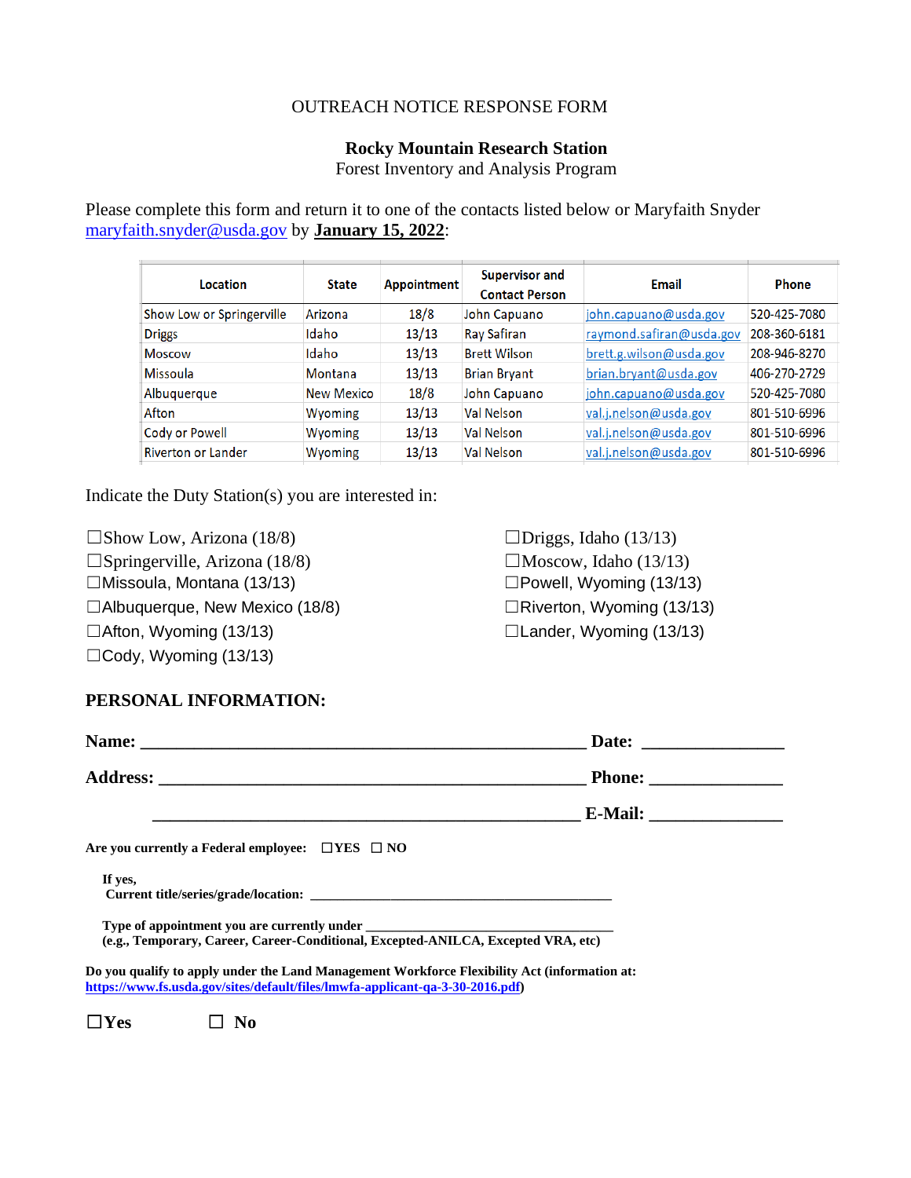OUTREACH NOTICE RESPONSE FORM

**Rocky Mountain Research Station**
Forest Inventory and Analysis Program

Please complete this form and return it to one of the contacts listed below or Maryfaith Snyder [maryfaith.snyder@usda.gov](mailto:maryfaith.snyder@usda.gov) by **January 15, 2022**:

| Location | State | Appointment | Supervisor and Contact Person | Email | Phone |
|---|---|---|---|---|---|
| Show Low or Springerville | Arizona | 18/8 | John Capuano | john.capuano@usda.gov | 520-425-7080 |
| Driggs | Idaho | 13/13 | Ray Safiran | raymond.safiran@usda.gov | 208-360-6181 |
| Moscow | Idaho | 13/13 | Brett Wilson | brett.g.wilson@usda.gov | 208-946-8270 |
| Missoula | Montana | 13/13 | Brian Bryant | brian.bryant@usda.gov | 406-270-2729 |
| Albuquerque | New Mexico | 18/8 | John Capuano | john.capuano@usda.gov | 520-425-7080 |
| Afton | Wyoming | 13/13 | Val Nelson | val.j.nelson@usda.gov | 801-510-6996 |
| Cody or Powell | Wyoming | 13/13 | Val Nelson | val.j.nelson@usda.gov | 801-510-6996 |
| Riverton or Lander | Wyoming | 13/13 | Val Nelson | val.j.nelson@usda.gov | 801-510-6996 |

Indicate the Duty Station(s) you are interested in:

☐Show Low, Arizona (18/8)
☐Springerville, Arizona (18/8)
☐Missoula, Montana (13/13)
☐Albuquerque, New Mexico (18/8)
☐Afton, Wyoming (13/13)
☐Cody, Wyoming (13/13)
☐Driggs, Idaho (13/13)
☐Moscow, Idaho (13/13)
☐Powell, Wyoming (13/13)
☐Riverton, Wyoming (13/13)
☐Lander, Wyoming (13/13)

**PERSONAL INFORMATION:**

**Name:** ________________________________________________ **Date:** _______________

**Address:** ____________________________________________ **Phone:** ______________

______________________________________________ **E-Mail:** ______________

**Are you currently a Federal employee:** ☐**YES** ☐ **NO**

**If yes,**
**Current title/series/grade/location:** ____________________________________________

**Type of appointment you are currently under** ________________________________
**(e.g., Temporary, Career, Career-Conditional, Excepted-ANILCA, Excepted VRA, etc)**

**Do you qualify to apply under the Land Management Workforce Flexibility Act (information at: [https://www.fs.usda.gov/sites/default/files/lmwfa-applicant-qa-3-30-2016.pdf](https://www.fs.usda.gov/sites/default/files/lmwfa-applicant-qa-3-30-2016.pdf))**

☐**Yes** ☐ **No**